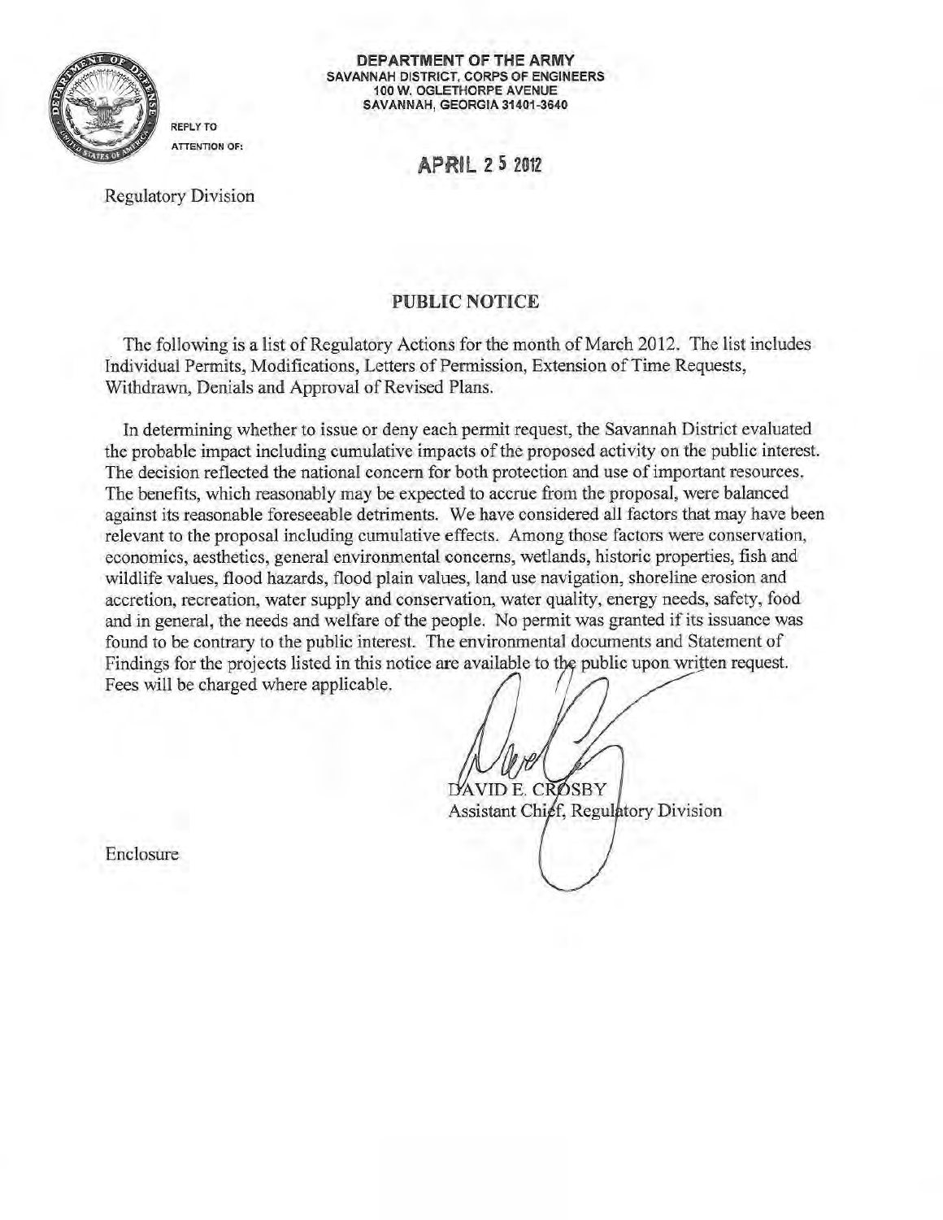**DEPARTMENT OF THE ARMY**
**SAVANNAH DISTRICT, CORPS OF ENGINEERS**
**100 W. OGLETHORPE AVENUE**
**SAVANNAH, GEORGIA 31401-3640**

REPLY TO
ATTENTION OF:

APRIL 25 2012

Regulatory Division

## PUBLIC NOTICE

The following is a list of Regulatory Actions for the month of March 2012. The list includes Individual Permits, Modifications, Letters of Permission, Extension of Time Requests, Withdrawn, Denials and Approval of Revised Plans.

In determining whether to issue or deny each permit request, the Savannah District evaluated the probable impact including cumulative impacts of the proposed activity on the public interest. The decision reflected the national concern for both protection and use of important resources. The benefits, which reasonably may be expected to accrue from the proposal, were balanced against its reasonable foreseeable detriments. We have considered all factors that may have been relevant to the proposal including cumulative effects. Among those factors were conservation, economics, aesthetics, general environmental concerns, wetlands, historic properties, fish and wildlife values, flood hazards, flood plain values, land use navigation, shoreline erosion and accretion, recreation, water supply and conservation, water quality, energy needs, safety, food and in general, the needs and welfare of the people. No permit was granted if its issuance was found to be contrary to the public interest. The environmental documents and Statement of Findings for the projects listed in this notice are available to the public upon written request. Fees will be charged where applicable.

DAVID E. CROSBY
Assistant Chief, Regulatory Division

Enclosure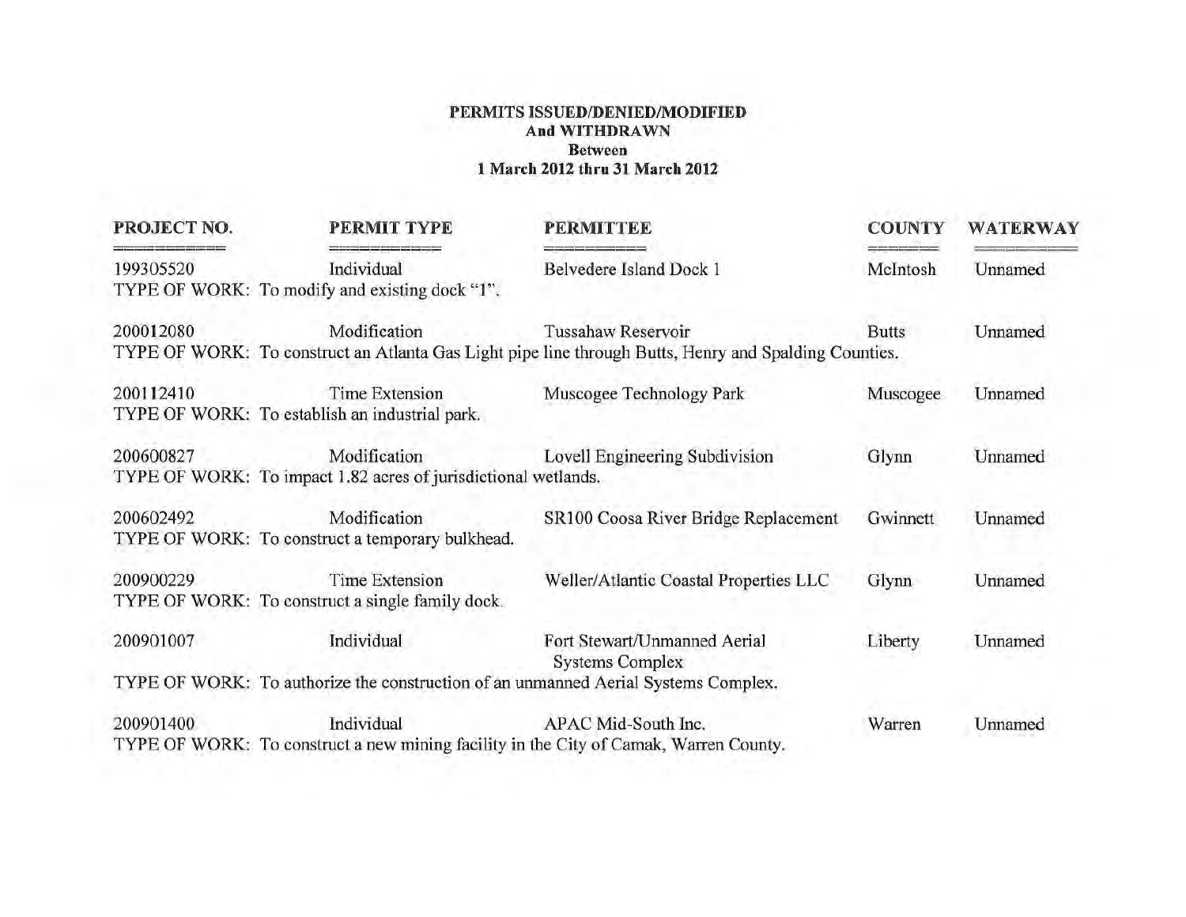**PERMITS ISSUED/DENIED/MODIFIED**
**And WITHDRAWN**
**Between**
**1 March 2012 thru 31 March 2012**

| PROJECT NO. | PERMIT TYPE | PERMITTEE | COUNTY | WATERWAY |
|---|---|---|---|---|
| 199305520 | Individual | Belvedere Island Dock 1 | McIntosh | Unnamed |
| TYPE OF WORK: To modify and existing dock "1". | | | | |
| 200012080 | Modification | Tussahaw Reservoir | Butts | Unnamed |
| TYPE OF WORK: To construct an Atlanta Gas Light pipe line through Butts, Henry and Spalding Counties. | | | | |
| 200112410 | Time Extension | Muscogee Technology Park | Muscogee | Unnamed |
| TYPE OF WORK: To establish an industrial park. | | | | |
| 200600827 | Modification | Lovell Engineering Subdivision | Glynn | Unnamed |
| TYPE OF WORK: To impact 1.82 acres of jurisdictional wetlands. | | | | |
| 200602492 | Modification | SR100 Coosa River Bridge Replacement | Gwinnett | Unnamed |
| TYPE OF WORK: To construct a temporary bulkhead. | | | | |
| 200900229 | Time Extension | Weller/Atlantic Coastal Properties LLC | Glynn | Unnamed |
| TYPE OF WORK: To construct a single family dock. | | | | |
| 200901007 | Individual | Fort Stewart/Unmanned Aerial Systems Complex | Liberty | Unnamed |
| TYPE OF WORK: To authorize the construction of an unmanned Aerial Systems Complex. | | | | |
| 200901400 | Individual | APAC Mid-South Inc. | Warren | Unnamed |
| TYPE OF WORK: To construct a new mining facility in the City of Camak, Warren County. | | | | |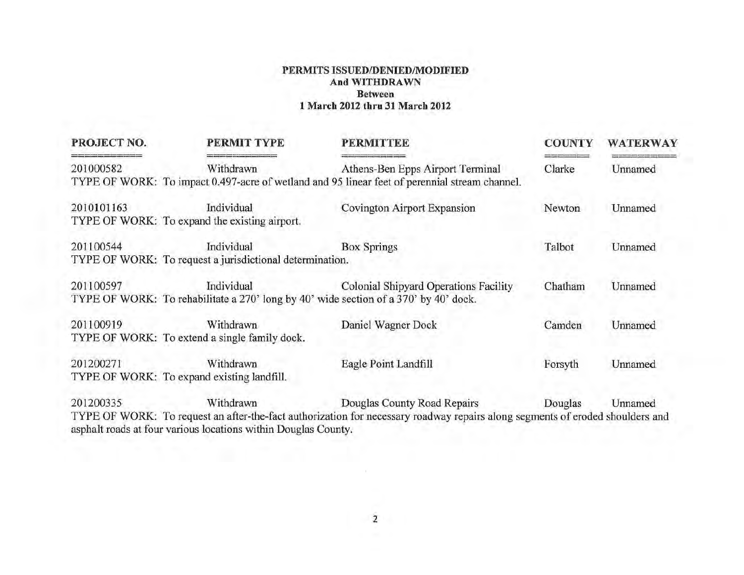**PERMITS ISSUED/DENIED/MODIFIED**
**And WITHDRAWN**
**Between**
**1 March 2012 thru 31 March 2012**

| PROJECT NO. | PERMIT TYPE | PERMITTEE | COUNTY | WATERWAY |
|---|---|---|---|---|
| 201000582 | Withdrawn | Athens-Ben Epps Airport Terminal | Clarke | Unnamed |
| TYPE OF WORK: To impact 0.497-acre of wetland and 95 linear feet of perennial stream channel. | | | | |
| 2010101163 | Individual | Covington Airport Expansion | Newton | Unnamed |
| TYPE OF WORK: To expand the existing airport. | | | | |
| 201100544 | Individual | Box Springs | Talbot | Unnamed |
| TYPE OF WORK: To request a jurisdictional determination. | | | | |
| 201100597 | Individual | Colonial Shipyard Operations Facility | Chatham | Unnamed |
| TYPE OF WORK: To rehabilitate a 270' long by 40' wide section of a 370' by 40' dock. | | | | |
| 201100919 | Withdrawn | Daniel Wagner Dock | Camden | Unnamed |
| TYPE OF WORK: To extend a single family dock. | | | | |
| 201200271 | Withdrawn | Eagle Point Landfill | Forsyth | Unnamed |
| TYPE OF WORK: To expand existing landfill. | | | | |
| 201200335 | Withdrawn | Douglas County Road Repairs | Douglas | Unnamed |
| TYPE OF WORK: To request an after-the-fact authorization for necessary roadway repairs along segments of eroded shoulders and asphalt roads at four various locations within Douglas County. | | | | |